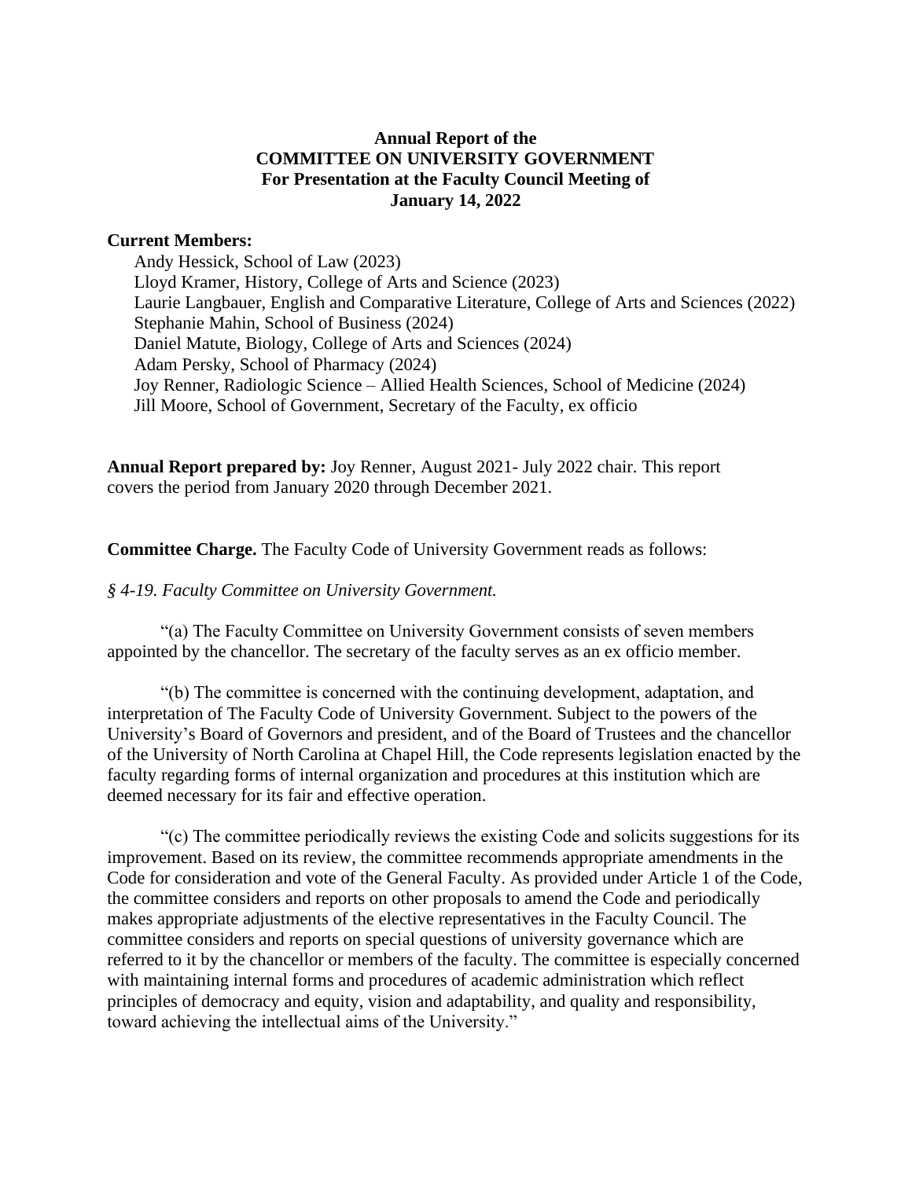**Annual Report of the**
**COMMITTEE ON UNIVERSITY GOVERNMENT**
**For Presentation at the Faculty Council Meeting of**
**January 14, 2022**

**Current Members:**

Andy Hessick, School of Law (2023)
Lloyd Kramer, History, College of Arts and Science (2023)
Laurie Langbauer, English and Comparative Literature, College of Arts and Sciences (2022)
Stephanie Mahin, School of Business (2024)
Daniel Matute, Biology, College of Arts and Sciences (2024)
Adam Persky, School of Pharmacy (2024)
Joy Renner, Radiologic Science – Allied Health Sciences, School of Medicine (2024)
Jill Moore, School of Government, Secretary of the Faculty, ex officio

**Annual Report prepared by:** Joy Renner, August 2021- July 2022 chair. This report covers the period from January 2020 through December 2021.

**Committee Charge.** The Faculty Code of University Government reads as follows:

*§ 4-19. Faculty Committee on University Government.*

"(a) The Faculty Committee on University Government consists of seven members appointed by the chancellor. The secretary of the faculty serves as an ex officio member.

"(b) The committee is concerned with the continuing development, adaptation, and interpretation of The Faculty Code of University Government. Subject to the powers of the University's Board of Governors and president, and of the Board of Trustees and the chancellor of the University of North Carolina at Chapel Hill, the Code represents legislation enacted by the faculty regarding forms of internal organization and procedures at this institution which are deemed necessary for its fair and effective operation.

"(c) The committee periodically reviews the existing Code and solicits suggestions for its improvement. Based on its review, the committee recommends appropriate amendments in the Code for consideration and vote of the General Faculty. As provided under Article 1 of the Code, the committee considers and reports on other proposals to amend the Code and periodically makes appropriate adjustments of the elective representatives in the Faculty Council. The committee considers and reports on special questions of university governance which are referred to it by the chancellor or members of the faculty. The committee is especially concerned with maintaining internal forms and procedures of academic administration which reflect principles of democracy and equity, vision and adaptability, and quality and responsibility, toward achieving the intellectual aims of the University."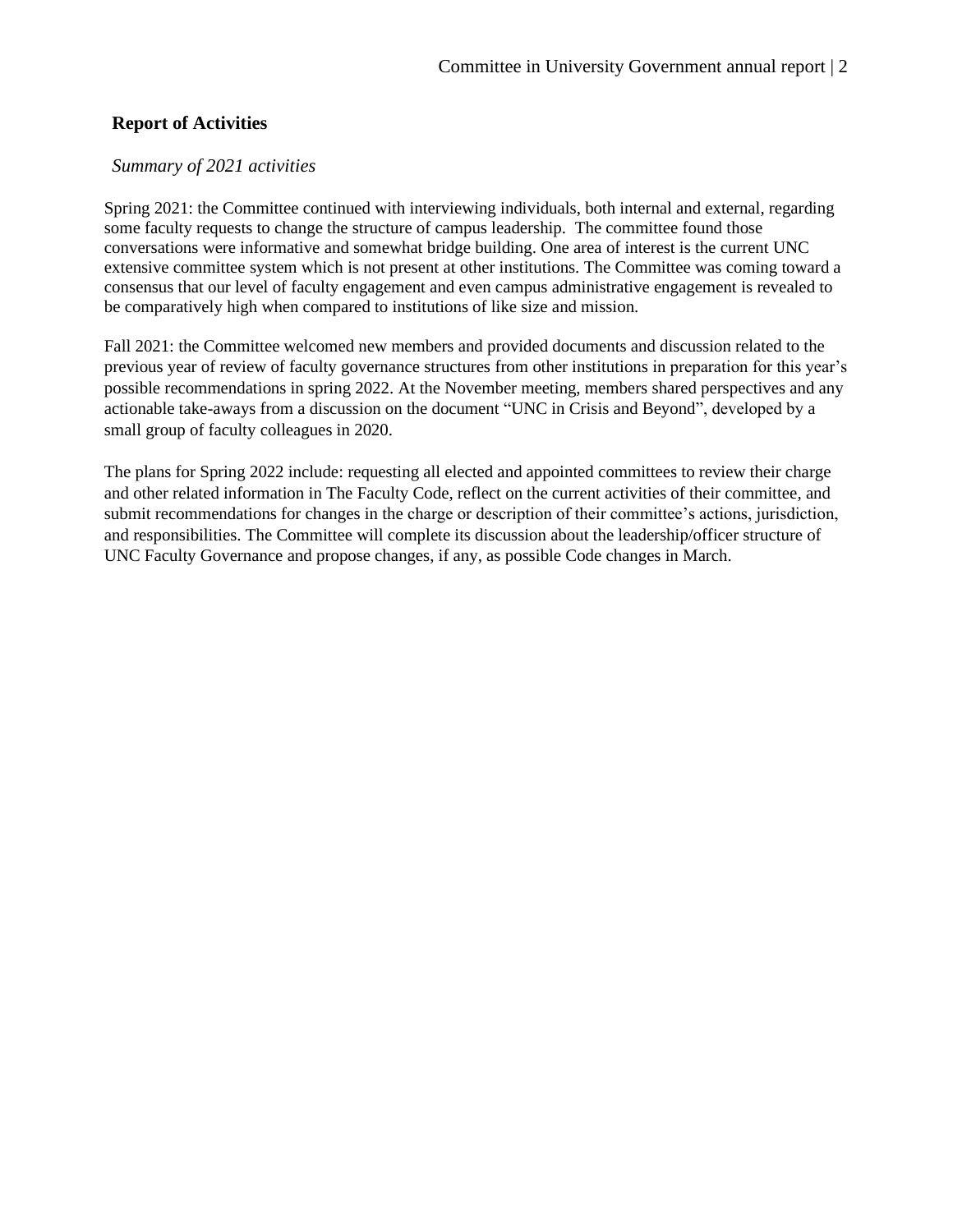## Report of Activities

*Summary of 2021 activities*

Spring 2021: the Committee continued with interviewing individuals, both internal and external, regarding some faculty requests to change the structure of campus leadership. The committee found those conversations were informative and somewhat bridge building. One area of interest is the current UNC extensive committee system which is not present at other institutions. The Committee was coming toward a consensus that our level of faculty engagement and even campus administrative engagement is revealed to be comparatively high when compared to institutions of like size and mission.

Fall 2021: the Committee welcomed new members and provided documents and discussion related to the previous year of review of faculty governance structures from other institutions in preparation for this year's possible recommendations in spring 2022. At the November meeting, members shared perspectives and any actionable take-aways from a discussion on the document "UNC in Crisis and Beyond", developed by a small group of faculty colleagues in 2020.

The plans for Spring 2022 include: requesting all elected and appointed committees to review their charge and other related information in The Faculty Code, reflect on the current activities of their committee, and submit recommendations for changes in the charge or description of their committee's actions, jurisdiction, and responsibilities. The Committee will complete its discussion about the leadership/officer structure of UNC Faculty Governance and propose changes, if any, as possible Code changes in March.